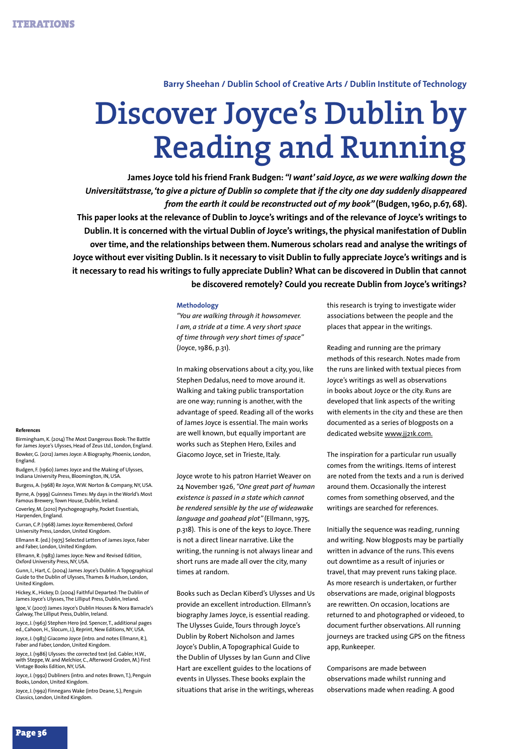**Barry Sheehan / Dublin School of Creative Arts / Dublin Institute of Technology**

# Discover Joyce's Dublin by Reading and Running

**James Joyce told his friend Frank Budgen: *"I want' said Joyce, as we were walking down the Universitätstrasse, 'to give a picture of Dublin so complete that if the city one day suddenly disappeared from the earth it could be reconstructed out of my book"* (Budgen, 1960, p.67, 68).**

**This paper looks at the relevance of Dublin to Joyce's writings and of the relevance of Joyce's writings to Dublin. It is concerned with the virtual Dublin of Joyce's writings, the physical manifestation of Dublin over time, and the relationships between them. Numerous scholars read and analyse the writings of Joyce without ever visiting Dublin. Is it necessary to visit Dublin to fully appreciate Joyce's writings and is it necessary to read his writings to fully appreciate Dublin? What can be discovered in Dublin that cannot be discovered remotely? Could you recreate Dublin from Joyce's writings?**

### Methodology

*"You are walking through it howsomever. I am, a stride at a time. A very short space of time through very short times of space"* (Joyce, 1986, p.31).

In making observations about a city, you, like Stephen Dedalus, need to move around it. Walking and taking public transportation are one way; running is another, with the advantage of speed. Reading all of the works of James Joyce is essential. The main works are well known, but equally important are works such as Stephen Hero, Exiles and Giacomo Joyce, set in Trieste, Italy.

Joyce wrote to his patron Harriet Weaver on 24 November 1926, *"One great part of human existence is passed in a state which cannot be rendered sensible by the use of wideawake language and goahead plot"* (Ellmann, 1975, p.318). This is one of the keys to Joyce. There is not a direct linear narrative. Like the writing, the running is not always linear and short runs are made all over the city, many times at random.

Books such as Declan Kiberd's Ulysses and Us provide an excellent introduction. Ellmann's biography James Joyce, is essential reading. The Ulysses Guide, Tours through Joyce's Dublin by Robert Nicholson and James Joyce's Dublin, A Topographical Guide to the Dublin of Ulysses by Ian Gunn and Clive Hart are excellent guides to the locations of events in Ulysses. These books explain the situations that arise in the writings, whereas this research is trying to investigate wider associations between the people and the places that appear in the writings.

Reading and running are the primary methods of this research. Notes made from the runs are linked with textual pieces from Joyce's writings as well as observations in books about Joyce or the city. Runs are developed that link aspects of the writing with elements in the city and these are then documented as a series of blogposts on a dedicated website www.jj21k.com.

The inspiration for a particular run usually comes from the writings. Items of interest are noted from the texts and a run is derived around them. Occasionally the interest comes from something observed, and the writings are searched for references.

Initially the sequence was reading, running and writing. Now blogposts may be partially written in advance of the runs. This evens out downtime as a result of injuries or travel, that may prevent runs taking place. As more research is undertaken, or further observations are made, original blogposts are rewritten. On occasion, locations are returned to and photographed or videoed, to document further observations. All running journeys are tracked using GPS on the fitness app, Runkeeper.

Comparisons are made between observations made whilst running and observations made when reading. A good

#### References

Birmingham, K. (2014) The Most Dangerous Book: The Battle for James Joyce's Ulysses, Head of Zeus Ltd., London, England.

Bowker, G. (2012) James Joyce: A Biography, Phoenix, London, England.

Budgen, F. (1960) James Joyce and the Making of Ulysses, Indiana University Press, Bloomington, IN, USA.

Burgess, A. (1968) Re Joyce, W.W. Norton & Company, NY, USA.

Byrne, A. (1999) Guinness Times: My days in the World's Most Famous Brewery, Town House, Dublin, Ireland.

Coverley, M. (2010) Pyschogeography, Pocket Essentials, Harpenden, England.

Curran, C.P. (1968) James Joyce Remembered, Oxford University Press, London, United Kingdom.

Ellmann R. (ed.) (1975) Selected Letters of James Joyce, Faber and Faber, London, United Kingdom.

Ellmann, R. (1983) James Joyce: New and Revised Edition, Oxford University Press, NY, USA.

Gunn, I., Hart, C. (2004) James Joyce's Dublin: A Topographical Guide to the Dublin of Ulysses, Thames & Hudson, London, United Kingdom.

Hickey, K., Hickey, D. (2004) Faithful Departed: The Dublin of James Joyce's Ulysses, The Lilliput Press, Dublin, Ireland.

Igoe, V. (2007) James Joyce's Dublin Houses & Nora Barnacle's Galway, The Lilliput Press, Dublin, Ireland.

Joyce, J. (1963) Stephen Hero (ed. Spencer, T., additional pages ed., Cahoon, H., Slocum, J.), Reprint, New Editions, NY, USA.

Joyce, J. (1983) Giacomo Joyce (intro. and notes Ellmann, R.), Faber and Faber, London, United Kingdom.

Joyce, J. (1986) Ulysses: the corrected text (ed. Gabler, H.W., with Steppe, W. and Melchior, C., Afterword Groden, M.) First Vintage Books Edition, NY, USA.

Joyce, J. (1992) Dubliners (intro. and notes Brown, T.), Penguin Books, London, United Kingdom.

Joyce, J. (1992) Finnegans Wake (intro Deane, S.), Penguin Classics, London, United Kingdom.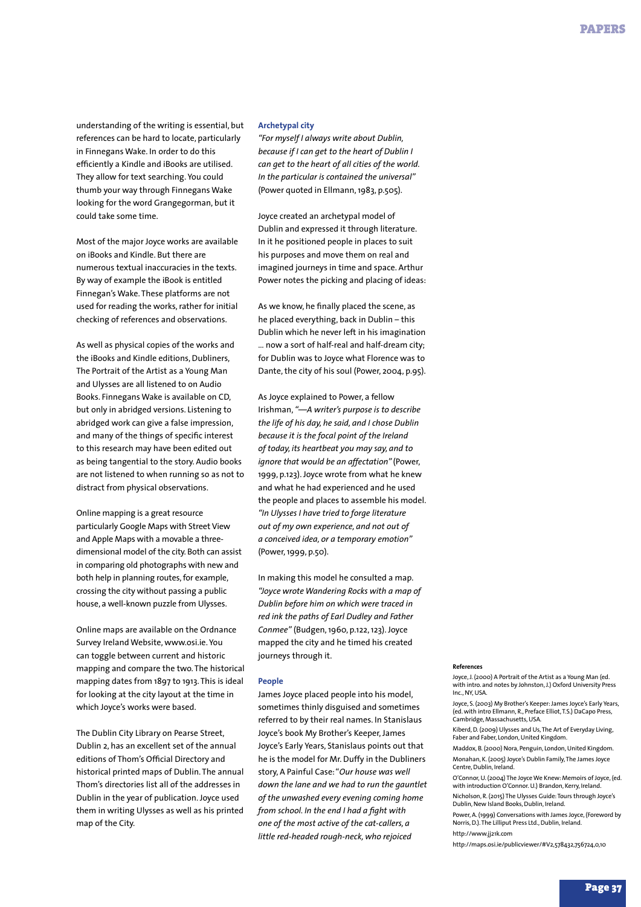understanding of the writing is essential, but references can be hard to locate, particularly in Finnegans Wake. In order to do this efficiently a Kindle and iBooks are utilised. They allow for text searching. You could thumb your way through Finnegans Wake looking for the word Grangegorman, but it could take some time.

Most of the major Joyce works are available on iBooks and Kindle. But there are numerous textual inaccuracies in the texts. By way of example the iBook is entitled Finnegan's Wake. These platforms are not used for reading the works, rather for initial checking of references and observations.

As well as physical copies of the works and the iBooks and Kindle editions, Dubliners, The Portrait of the Artist as a Young Man and Ulysses are all listened to on Audio Books. Finnegans Wake is available on CD, but only in abridged versions. Listening to abridged work can give a false impression, and many of the things of specific interest to this research may have been edited out as being tangential to the story. Audio books are not listened to when running so as not to distract from physical observations.

Online mapping is a great resource particularly Google Maps with Street View and Apple Maps with a movable a three-dimensional model of the city. Both can assist in comparing old photographs with new and both help in planning routes, for example, crossing the city without passing a public house, a well-known puzzle from Ulysses.

Online maps are available on the Ordnance Survey Ireland Website, www.osi.ie. You can toggle between current and historic mapping and compare the two. The historical mapping dates from 1897 to 1913. This is ideal for looking at the city layout at the time in which Joyce's works were based.

The Dublin City Library on Pearse Street, Dublin 2, has an excellent set of the annual editions of Thom's Official Directory and historical printed maps of Dublin. The annual Thom's directories list all of the addresses in Dublin in the year of publication. Joyce used them in writing Ulysses as well as his printed map of the City.

### Archetypal city

*"For myself I always write about Dublin, because if I can get to the heart of Dublin I can get to the heart of all cities of the world. In the particular is contained the universal"* (Power quoted in Ellmann, 1983, p.505).

Joyce created an archetypal model of Dublin and expressed it through literature. In it he positioned people in places to suit his purposes and move them on real and imagined journeys in time and space. Arthur Power notes the picking and placing of ideas:

As we know, he finally placed the scene, as he placed everything, back in Dublin – this Dublin which he never left in his imagination ... now a sort of half-real and half-dream city; for Dublin was to Joyce what Florence was to Dante, the city of his soul (Power, 2004, p.95).

As Joyce explained to Power, a fellow Irishman, *"—A writer's purpose is to describe the life of his day, he said, and I chose Dublin because it is the focal point of the Ireland of today, its heartbeat you may say, and to ignore that would be an affectation"* (Power, 1999, p.123). Joyce wrote from what he knew and what he had experienced and he used the people and places to assemble his model. *"In Ulysses I have tried to forge literature out of my own experience, and not out of a conceived idea, or a temporary emotion"* (Power, 1999, p.50).

In making this model he consulted a map. *"Joyce wrote Wandering Rocks with a map of Dublin before him on which were traced in red ink the paths of Earl Dudley and Father Conmee"* (Budgen, 1960, p.122, 123). Joyce mapped the city and he timed his created journeys through it.

### People

James Joyce placed people into his model, sometimes thinly disguised and sometimes referred to by their real names. In Stanislaus Joyce's book My Brother's Keeper, James Joyce's Early Years, Stanislaus points out that he is the model for Mr. Duffy in the Dubliners story, A Painful Case: *"Our house was well down the lane and we had to run the gauntlet of the unwashed every evening coming home from school. In the end I had a fight with one of the most active of the cat-callers, a little red-headed rough-neck, who rejoiced*

#### References

Joyce, J. (2000) A Portrait of the Artist as a Young Man (ed. with intro. and notes by Johnston, J.) Oxford University Press Inc., NY, USA.

Joyce, S. (2003) My Brother's Keeper: James Joyce's Early Years, (ed. with intro Ellmann, R., Preface Elliot, T.S.) DaCapo Press, Cambridge, Massachusetts, USA.

Kiberd, D. (2009) Ulysses and Us, The Art of Everyday Living, Faber and Faber, London, United Kingdom.

Maddox, B. (2000) Nora, Penguin, London, United Kingdom.

Monahan, K. (2005) Joyce's Dublin Family, The James Joyce Centre, Dublin, Ireland.

O'Connor, U. (2004) The Joyce We Knew: Memoirs of Joyce, (ed. with introduction O'Connor. U.) Brandon, Kerry, Ireland.

Nicholson, R. (2015) The Ulysses Guide: Tours through Joyce's Dublin, New Island Books, Dublin, Ireland.

Power, A. (1999) Conversations with James Joyce, (Foreword by Norris, D.). The Lilliput Press Ltd., Dublin, Ireland.

http://www.jj21k.com

http://maps.osi.ie/publicviewer/#V2,578432,756724,0,10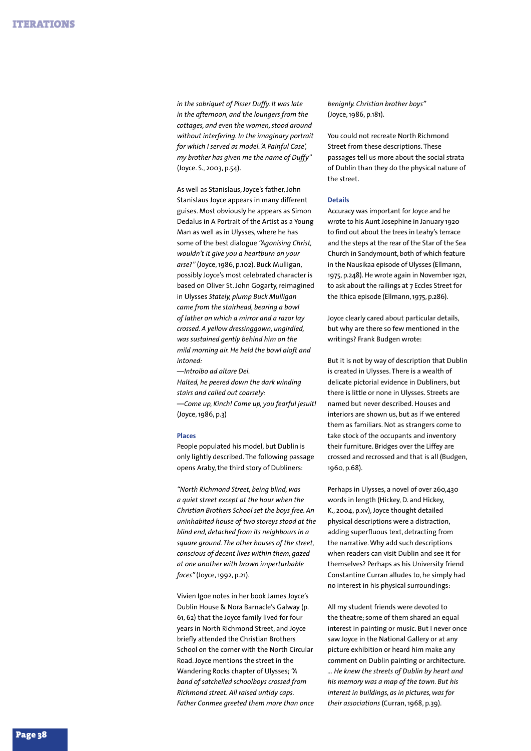*in the sobriquet of Pisser Duffy. It was late in the afternoon, and the loungers from the cottages, and even the women, stood around without interfering. In the imaginary portrait for which I served as model. 'A Painful Case', my brother has given me the name of Duffy"* (Joyce. S., 2003, p.54).

As well as Stanislaus, Joyce's father, John Stanislaus Joyce appears in many different guises. Most obviously he appears as Simon Dedalus in A Portrait of the Artist as a Young Man as well as in Ulysses, where he has some of the best dialogue *"Agonising Christ, wouldn't it give you a heartburn on your arse?"* (Joyce, 1986, p.102). Buck Mulligan, possibly Joyce's most celebrated character is based on Oliver St. John Gogarty, reimagined in Ulysses *Stately, plump Buck Mulligan came from the stairhead, bearing a bowl of lather on which a mirror and a razor lay crossed. A yellow dressinggown, ungirdled, was sustained gently behind him on the mild morning air. He held the bowl aloft and intoned:*
*—Introibo ad altare Dei.*
*Halted, he peered down the dark winding stairs and called out coarsely:*
*—Come up, Kinch! Come up, you fearful jesuit!* (Joyce, 1986, p.3)

### Places

People populated his model, but Dublin is only lightly described. The following passage opens Araby, the third story of Dubliners:

*"North Richmond Street, being blind, was a quiet street except at the hour when the Christian Brothers School set the boys free. An uninhabited house of two storeys stood at the blind end, detached from its neighbours in a square ground. The other houses of the street, conscious of decent lives within them, gazed at one another with brown imperturbable faces"* (Joyce, 1992, p.21).

Vivien Igoe notes in her book James Joyce's Dublin House & Nora Barnacle's Galway (p. 61, 62) that the Joyce family lived for four years in North Richmond Street, and Joyce briefly attended the Christian Brothers School on the corner with the North Circular Road. Joyce mentions the street in the Wandering Rocks chapter of Ulysses; *"A band of satchelled schoolboys crossed from Richmond street. All raised untidy caps. Father Conmee greeted them more than once benignly. Christian brother boys"* (Joyce, 1986, p.181).

You could not recreate North Richmond Street from these descriptions. These passages tell us more about the social strata of Dublin than they do the physical nature of the street.

### Details

Accuracy was important for Joyce and he wrote to his Aunt Josephine in January 1920 to find out about the trees in Leahy's terrace and the steps at the rear of the Star of the Sea Church in Sandymount, both of which feature in the Nausikaa episode of Ulysses (Ellmann, 1975, p.248). He wrote again in November 1921, to ask about the railings at 7 Eccles Street for the Ithica episode (Ellmann, 1975, p.286).

Joyce clearly cared about particular details, but why are there so few mentioned in the writings? Frank Budgen wrote:

But it is not by way of description that Dublin is created in Ulysses. There is a wealth of delicate pictorial evidence in Dubliners, but there is little or none in Ulysses. Streets are named but never described. Houses and interiors are shown us, but as if we entered them as familiars. Not as strangers come to take stock of the occupants and inventory their furniture. Bridges over the Liffey are crossed and recrossed and that is all (Budgen, 1960, p.68).

Perhaps in Ulysses, a novel of over 260,430 words in length (Hickey, D. and Hickey, K., 2004, p.xv), Joyce thought detailed physical descriptions were a distraction, adding superfluous text, detracting from the narrative. Why add such descriptions when readers can visit Dublin and see it for themselves? Perhaps as his University friend Constantine Curran alludes to, he simply had no interest in his physical surroundings:

All my student friends were devoted to the theatre; some of them shared an equal interest in painting or music. But I never once saw Joyce in the National Gallery or at any picture exhibition or heard him make any comment on Dublin painting or architecture. *... He knew the streets of Dublin by heart and his memory was a map of the town. But his interest in buildings, as in pictures, was for their associations* (Curran, 1968, p.39).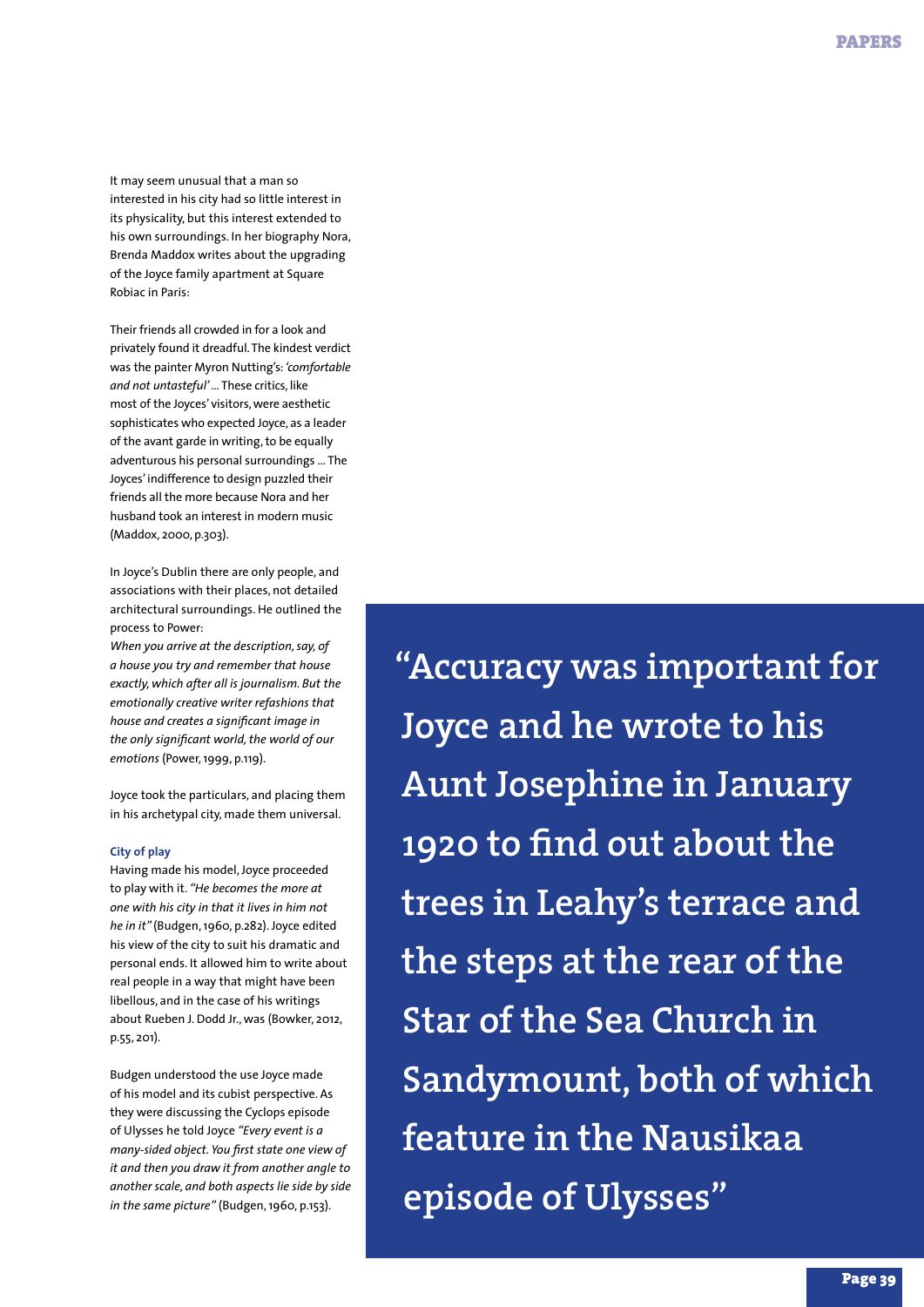It may seem unusual that a man so interested in his city had so little interest in its physicality, but this interest extended to his own surroundings. In her biography Nora, Brenda Maddox writes about the upgrading of the Joyce family apartment at Square Robiac in Paris:

Their friends all crowded in for a look and privately found it dreadful. The kindest verdict was the painter Myron Nutting's: *'comfortable and not untasteful'* ... These critics, like most of the Joyces' visitors, were aesthetic sophisticates who expected Joyce, as a leader of the avant garde in writing, to be equally adventurous his personal surroundings ... The Joyces' indifference to design puzzled their friends all the more because Nora and her husband took an interest in modern music (Maddox, 2000, p.303).

In Joyce's Dublin there are only people, and associations with their places, not detailed architectural surroundings. He outlined the process to Power:

*When you arrive at the description, say, of a house you try and remember that house exactly, which after all is journalism. But the emotionally creative writer refashions that house and creates a significant image in the only significant world, the world of our emotions* (Power, 1999, p.119).

Joyce took the particulars, and placing them in his archetypal city, made them universal.

### City of play

Having made his model, Joyce proceeded to play with it. *"He becomes the more at one with his city in that it lives in him not he in it"* (Budgen, 1960, p.282). Joyce edited his view of the city to suit his dramatic and personal ends. It allowed him to write about real people in a way that might have been libellous, and in the case of his writings about Rueben J. Dodd Jr., was (Bowker, 2012, p.55, 201).

Budgen understood the use Joyce made of his model and its cubist perspective. As they were discussing the Cyclops episode of Ulysses he told Joyce *"Every event is a many-sided object. You first state one view of it and then you draw it from another angle to another scale, and both aspects lie side by side in the same picture"* (Budgen, 1960, p.153).

> "Accuracy was important for Joyce and he wrote to his Aunt Josephine in January 1920 to find out about the trees in Leahy's terrace and the steps at the rear of the Star of the Sea Church in Sandymount, both of which feature in the Nausikaa episode of Ulysses"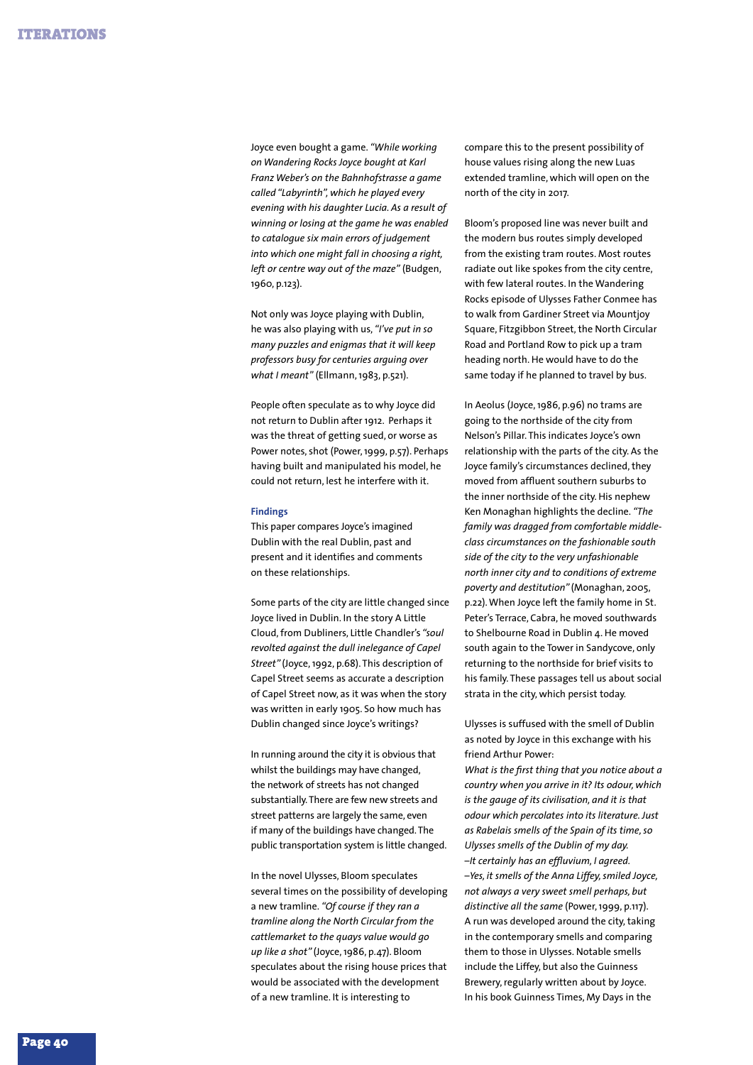Joyce even bought a game. *"While working on Wandering Rocks Joyce bought at Karl Franz Weber's on the Bahnhofstrasse a game called "Labyrinth", which he played every evening with his daughter Lucia. As a result of winning or losing at the game he was enabled to catalogue six main errors of judgement into which one might fall in choosing a right, left or centre way out of the maze"* (Budgen, 1960, p.123).

Not only was Joyce playing with Dublin, he was also playing with us, *"I've put in so many puzzles and enigmas that it will keep professors busy for centuries arguing over what I meant"* (Ellmann, 1983, p.521).

People often speculate as to why Joyce did not return to Dublin after 1912. Perhaps it was the threat of getting sued, or worse as Power notes, shot (Power, 1999, p.57). Perhaps having built and manipulated his model, he could not return, lest he interfere with it.

### Findings

This paper compares Joyce's imagined Dublin with the real Dublin, past and present and it identifies and comments on these relationships.

Some parts of the city are little changed since Joyce lived in Dublin. In the story A Little Cloud, from Dubliners, Little Chandler's *"soul revolted against the dull inelegance of Capel Street"* (Joyce, 1992, p.68). This description of Capel Street seems as accurate a description of Capel Street now, as it was when the story was written in early 1905. So how much has Dublin changed since Joyce's writings?

In running around the city it is obvious that whilst the buildings may have changed, the network of streets has not changed substantially. There are few new streets and street patterns are largely the same, even if many of the buildings have changed. The public transportation system is little changed.

In the novel Ulysses, Bloom speculates several times on the possibility of developing a new tramline. *"Of course if they ran a tramline along the North Circular from the cattlemarket to the quays value would go up like a shot"* (Joyce, 1986, p.47). Bloom speculates about the rising house prices that would be associated with the development of a new tramline. It is interesting to compare this to the present possibility of house values rising along the new Luas extended tramline, which will open on the north of the city in 2017.

Bloom's proposed line was never built and the modern bus routes simply developed from the existing tram routes. Most routes radiate out like spokes from the city centre, with few lateral routes. In the Wandering Rocks episode of Ulysses Father Conmee has to walk from Gardiner Street via Mountjoy Square, Fitzgibbon Street, the North Circular Road and Portland Row to pick up a tram heading north. He would have to do the same today if he planned to travel by bus.

In Aeolus (Joyce, 1986, p.96) no trams are going to the northside of the city from Nelson's Pillar. This indicates Joyce's own relationship with the parts of the city. As the Joyce family's circumstances declined, they moved from affluent southern suburbs to the inner northside of the city. His nephew Ken Monaghan highlights the decline. *"The family was dragged from comfortable middle-class circumstances on the fashionable south side of the city to the very unfashionable north inner city and to conditions of extreme poverty and destitution"* (Monaghan, 2005, p.22). When Joyce left the family home in St. Peter's Terrace, Cabra, he moved southwards to Shelbourne Road in Dublin 4. He moved south again to the Tower in Sandycove, only returning to the northside for brief visits to his family. These passages tell us about social strata in the city, which persist today.

Ulysses is suffused with the smell of Dublin as noted by Joyce in this exchange with his friend Arthur Power:

*What is the first thing that you notice about a country when you arrive in it? Its odour, which is the gauge of its civilisation, and it is that odour which percolates into its literature. Just as Rabelais smells of the Spain of its time, so Ulysses smells of the Dublin of my day.*

*–It certainly has an effluvium, I agreed.*

*–Yes, it smells of the Anna Liffey, smiled Joyce, not always a very sweet smell perhaps, but distinctive all the same* (Power, 1999, p.117).

A run was developed around the city, taking in the contemporary smells and comparing them to those in Ulysses. Notable smells include the Liffey, but also the Guinness Brewery, regularly written about by Joyce. In his book Guinness Times, My Days in the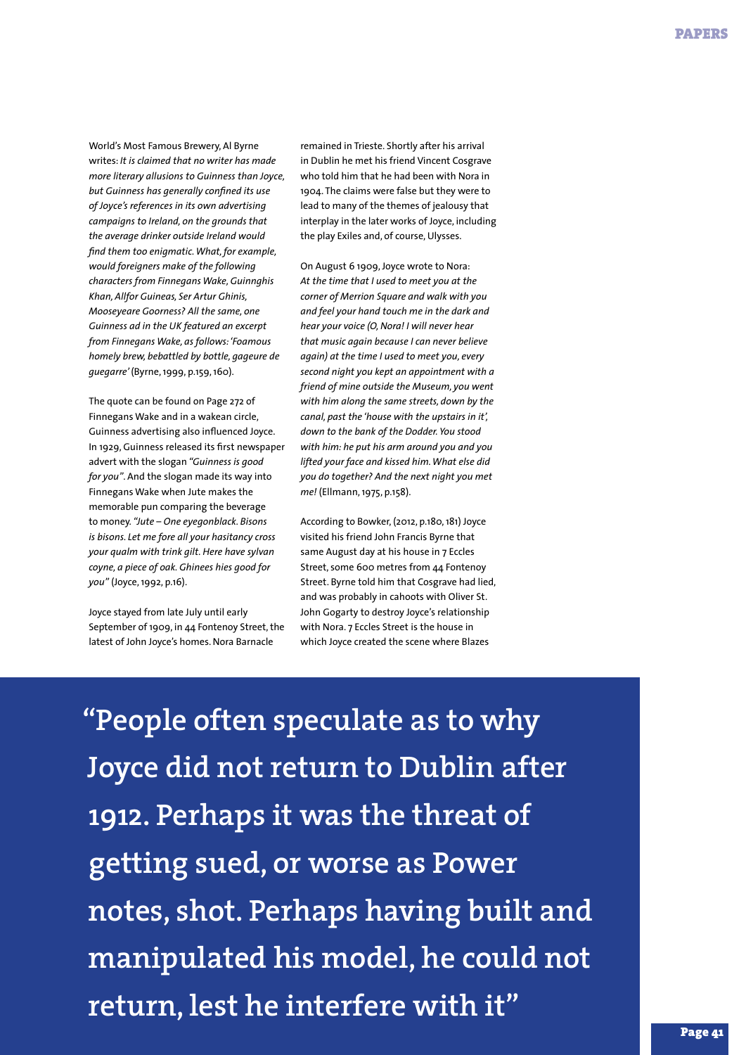World's Most Famous Brewery, Al Byrne writes: *It is claimed that no writer has made more literary allusions to Guinness than Joyce, but Guinness has generally confined its use of Joyce's references in its own advertising campaigns to Ireland, on the grounds that the average drinker outside Ireland would find them too enigmatic. What, for example, would foreigners make of the following characters from Finnegans Wake, Guinnghis Khan, Allfor Guineas, Ser Artur Ghinis, Mooseyeare Goorness? All the same, one Guinness ad in the UK featured an excerpt from Finnegans Wake, as follows: 'Foamous homely brew, bebattled by bottle, gageure de guegarre'* (Byrne, 1999, p.159, 160).

The quote can be found on Page 272 of Finnegans Wake and in a wakean circle, Guinness advertising also influenced Joyce. In 1929, Guinness released its first newspaper advert with the slogan *"Guinness is good for you"*. And the slogan made its way into Finnegans Wake when Jute makes the memorable pun comparing the beverage to money. *"Jute – One eyegonblack. Bisons is bisons. Let me fore all your hasitancy cross your qualm with trink gilt. Here have sylvan coyne, a piece of oak. Ghinees hies good for you"* (Joyce, 1992, p.16).

Joyce stayed from late July until early September of 1909, in 44 Fontenoy Street, the latest of John Joyce's homes. Nora Barnacle remained in Trieste. Shortly after his arrival in Dublin he met his friend Vincent Cosgrave who told him that he had been with Nora in 1904. The claims were false but they were to lead to many of the themes of jealousy that interplay in the later works of Joyce, including the play Exiles and, of course, Ulysses.

On August 6 1909, Joyce wrote to Nora: *At the time that I used to meet you at the corner of Merrion Square and walk with you and feel your hand touch me in the dark and hear your voice (O, Nora! I will never hear that music again because I can never believe again) at the time I used to meet you, every second night you kept an appointment with a friend of mine outside the Museum, you went with him along the same streets, down by the canal, past the 'house with the upstairs in it', down to the bank of the Dodder. You stood with him: he put his arm around you and you lifted your face and kissed him. What else did you do together? And the next night you met me!* (Ellmann, 1975, p.158).

According to Bowker, (2012, p.180, 181) Joyce visited his friend John Francis Byrne that same August day at his house in 7 Eccles Street, some 600 metres from 44 Fontenoy Street. Byrne told him that Cosgrave had lied, and was probably in cahoots with Oliver St. John Gogarty to destroy Joyce's relationship with Nora. 7 Eccles Street is the house in which Joyce created the scene where Blazes

> **"People often speculate as to why Joyce did not return to Dublin after 1912. Perhaps it was the threat of getting sued, or worse as Power notes, shot. Perhaps having built and manipulated his model, he could not return, lest he interfere with it"**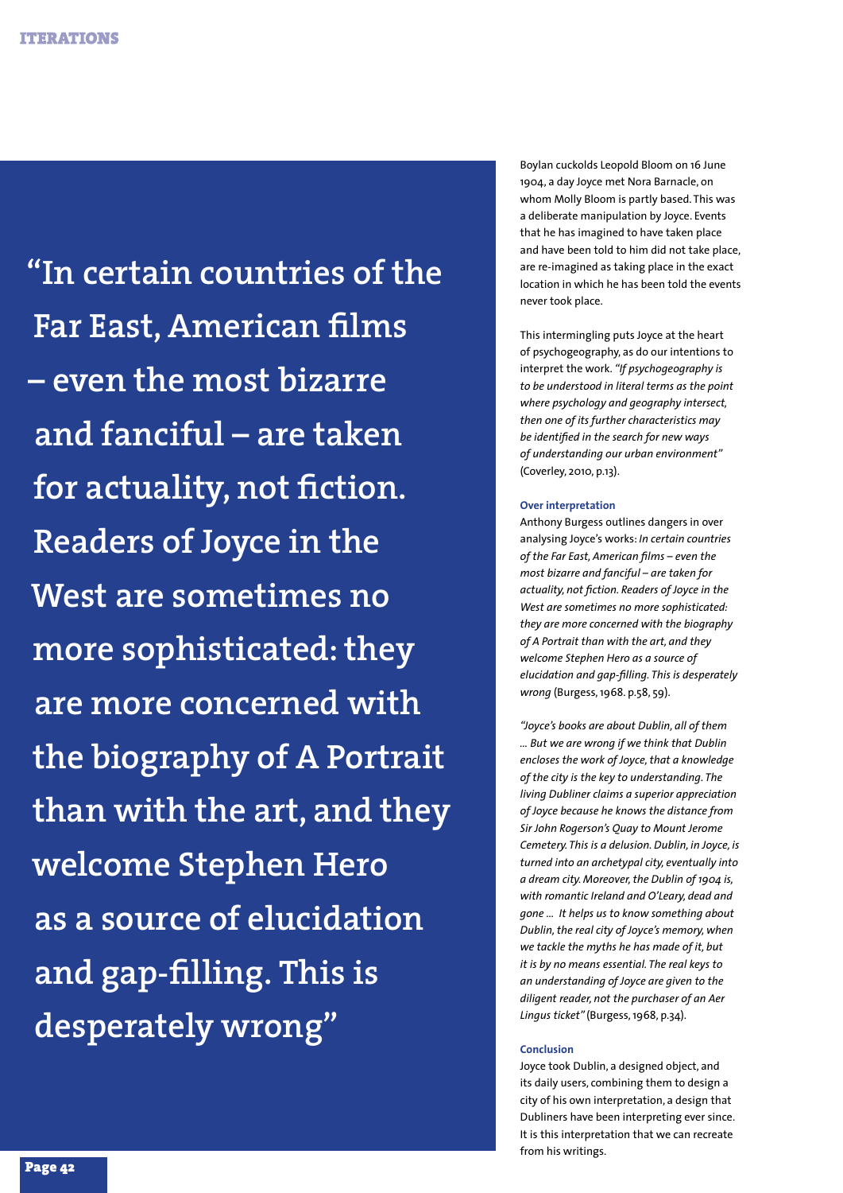> "In certain countries of the Far East, American films – even the most bizarre and fanciful – are taken for actuality, not fiction. Readers of Joyce in the West are sometimes no more sophisticated: they are more concerned with the biography of A Portrait than with the art, and they welcome Stephen Hero as a source of elucidation and gap-filling. This is desperately wrong"

Boylan cuckolds Leopold Bloom on 16 June 1904, a day Joyce met Nora Barnacle, on whom Molly Bloom is partly based. This was a deliberate manipulation by Joyce. Events that he has imagined to have taken place and have been told to him did not take place, are re-imagined as taking place in the exact location in which he has been told the events never took place.

This intermingling puts Joyce at the heart of psychogeography, as do our intentions to interpret the work. *"If psychogeography is to be understood in literal terms as the point where psychology and geography intersect, then one of its further characteristics may be identified in the search for new ways of understanding our urban environment"* (Coverley, 2010, p.13).

### Over interpretation

Anthony Burgess outlines dangers in over analysing Joyce's works: *In certain countries of the Far East, American films – even the most bizarre and fanciful – are taken for actuality, not fiction. Readers of Joyce in the West are sometimes no more sophisticated: they are more concerned with the biography of A Portrait than with the art, and they welcome Stephen Hero as a source of elucidation and gap-filling. This is desperately wrong* (Burgess, 1968. p.58, 59).

*"Joyce's books are about Dublin, all of them ... But we are wrong if we think that Dublin encloses the work of Joyce, that a knowledge of the city is the key to understanding. The living Dubliner claims a superior appreciation of Joyce because he knows the distance from Sir John Rogerson's Quay to Mount Jerome Cemetery. This is a delusion. Dublin, in Joyce, is turned into an archetypal city, eventually into a dream city. Moreover, the Dublin of 1904 is, with romantic Ireland and O'Leary, dead and gone ... It helps us to know something about Dublin, the real city of Joyce's memory, when we tackle the myths he has made of it, but it is by no means essential. The real keys to an understanding of Joyce are given to the diligent reader, not the purchaser of an Aer Lingus ticket"* (Burgess, 1968, p.34).

### Conclusion

Joyce took Dublin, a designed object, and its daily users, combining them to design a city of his own interpretation, a design that Dubliners have been interpreting ever since. It is this interpretation that we can recreate from his writings.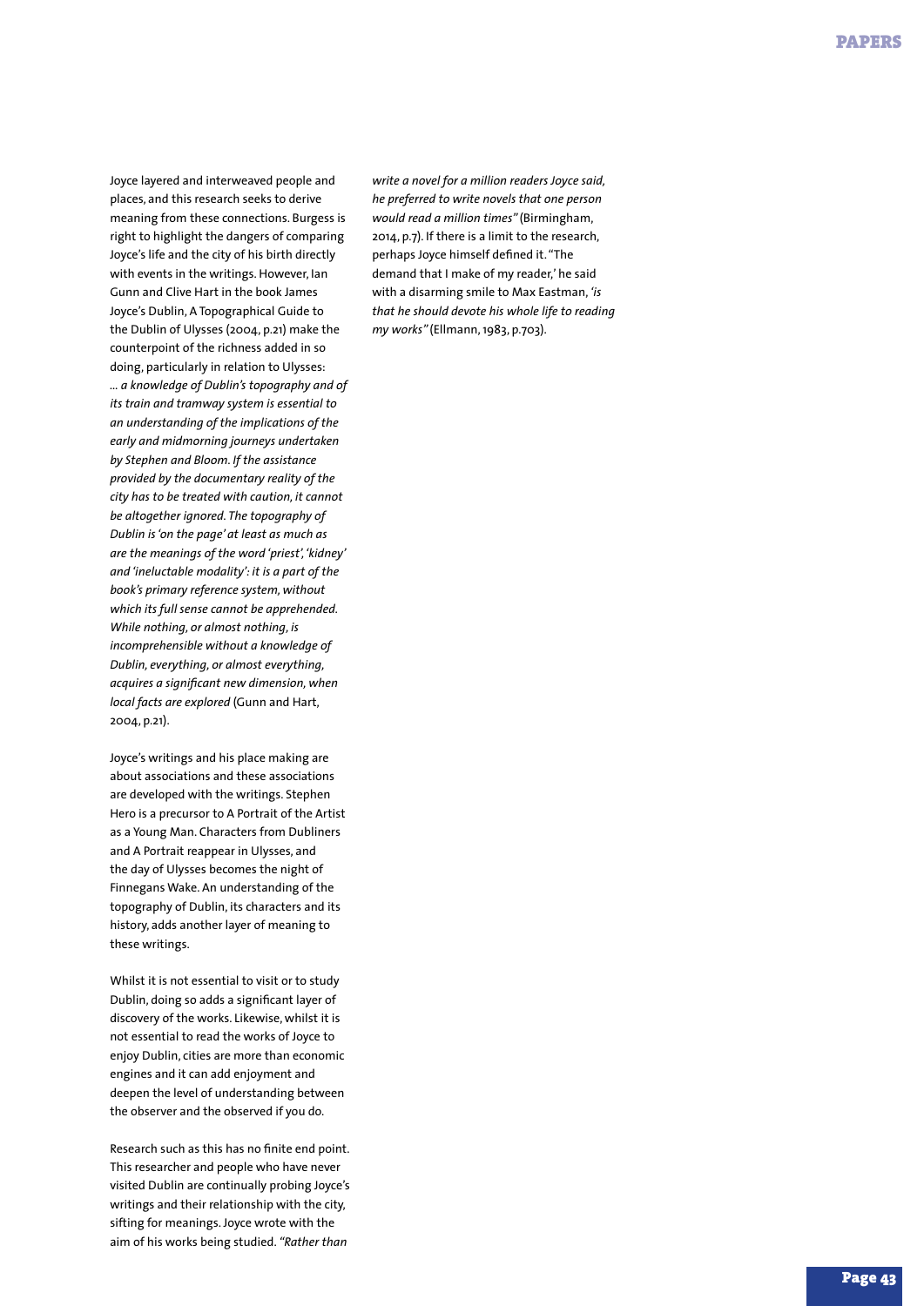Joyce layered and interweaved people and places, and this research seeks to derive meaning from these connections. Burgess is right to highlight the dangers of comparing Joyce's life and the city of his birth directly with events in the writings. However, Ian Gunn and Clive Hart in the book James Joyce's Dublin, A Topographical Guide to the Dublin of Ulysses (2004, p.21) make the counterpoint of the richness added in so doing, particularly in relation to Ulysses:

*... a knowledge of Dublin's topography and of its train and tramway system is essential to an understanding of the implications of the early and midmorning journeys undertaken by Stephen and Bloom. If the assistance provided by the documentary reality of the city has to be treated with caution, it cannot be altogether ignored. The topography of Dublin is 'on the page' at least as much as are the meanings of the word 'priest', 'kidney' and 'ineluctable modality': it is a part of the book's primary reference system, without which its full sense cannot be apprehended. While nothing, or almost nothing, is incomprehensible without a knowledge of Dublin, everything, or almost everything, acquires a significant new dimension, when local facts are explored* (Gunn and Hart, 2004, p.21).

Joyce's writings and his place making are about associations and these associations are developed with the writings. Stephen Hero is a precursor to A Portrait of the Artist as a Young Man. Characters from Dubliners and A Portrait reappear in Ulysses, and the day of Ulysses becomes the night of Finnegans Wake. An understanding of the topography of Dublin, its characters and its history, adds another layer of meaning to these writings.

Whilst it is not essential to visit or to study Dublin, doing so adds a significant layer of discovery of the works. Likewise, whilst it is not essential to read the works of Joyce to enjoy Dublin, cities are more than economic engines and it can add enjoyment and deepen the level of understanding between the observer and the observed if you do.

Research such as this has no finite end point. This researcher and people who have never visited Dublin are continually probing Joyce's writings and their relationship with the city, sifting for meanings. Joyce wrote with the aim of his works being studied. *"Rather than write a novel for a million readers Joyce said, he preferred to write novels that one person would read a million times"* (Birmingham, 2014, p.7). If there is a limit to the research, perhaps Joyce himself defined it. "The demand that I make of my reader,' he said with a disarming smile to Max Eastman, *'is that he should devote his whole life to reading my works"* (Ellmann, 1983, p.703).